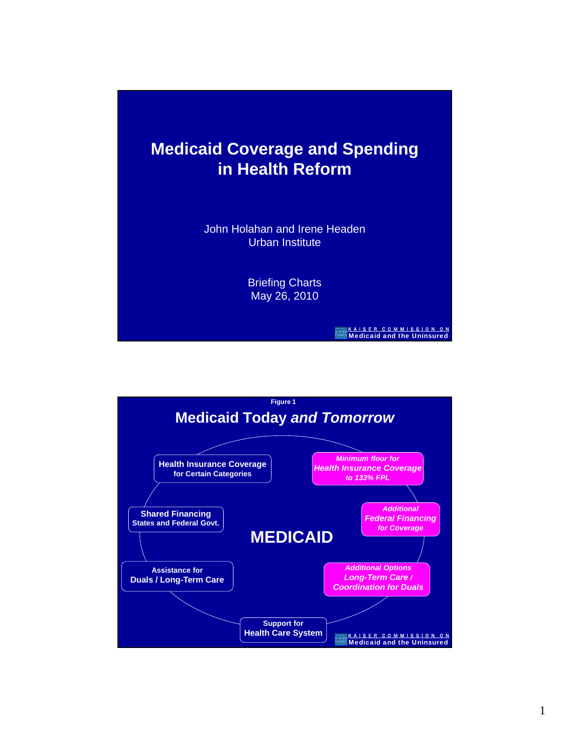# Medicaid Coverage and Spending in Health Reform

John Holahan and Irene Headen
Urban Institute

Briefing Charts
May 26, 2010

KAISER COMMISSION ON
Medicaid and the Uninsured

---

Figure 1

## Medicaid Today *and Tomorrow*

**MEDICAID**

- **Health Insurance Coverage** for Certain Categories
- **Shared Financing** States and Federal Govt.
- Assistance for **Duals / Long-Term Care**
- Support for **Health Care System**
- *Minimum floor for* ***Health Insurance Coverage*** *to 133% FPL*
- *Additional* ***Federal Financing*** *for Coverage*
- *Additional Options* ***Long-Term Care / Coordination for Duals***

KAISER COMMISSION ON
Medicaid and the Uninsured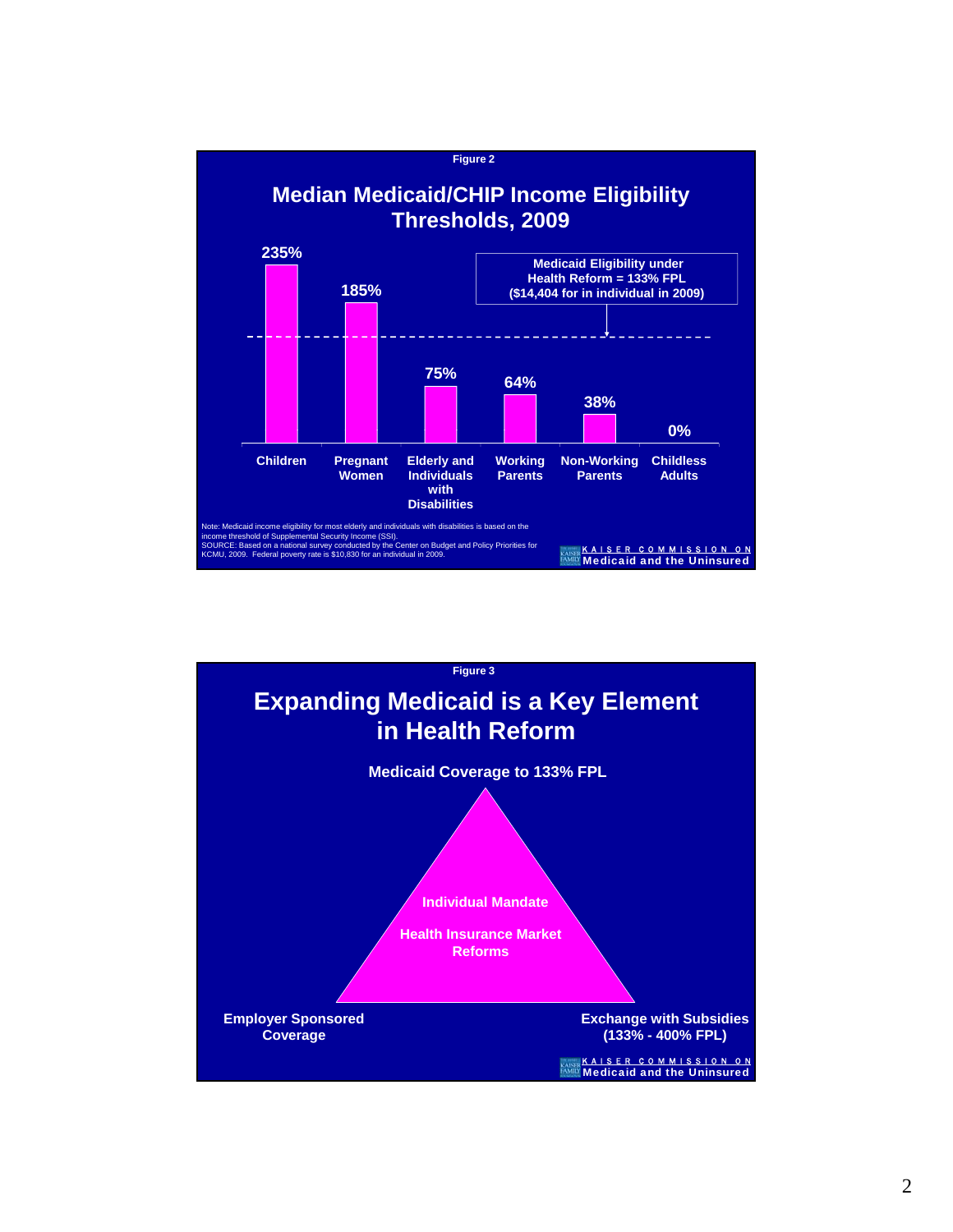Figure 2

## Median Medicaid/CHIP Income Eligibility Thresholds, 2009

Medicaid Eligibility under Health Reform = 133% FPL ($14,404 for in individual in 2009)

| Group | Threshold |
| --- | --- |
| Children | 235% |
| Pregnant Women | 185% |
| Elderly and Individuals with Disabilities | 75% |
| Working Parents | 64% |
| Non-Working Parents | 38% |
| Childless Adults | 0% |

Note: Medicaid income eligibility for most elderly and individuals with disabilities is based on the income threshold of Supplemental Security Income (SSI).
SOURCE: Based on a national survey conducted by the Center on Budget and Policy Priorities for KCMU, 2009. Federal poverty rate is $10,830 for an individual in 2009.

KAISER COMMISSION ON Medicaid and the Uninsured

Figure 3

## Expanding Medicaid is a Key Element in Health Reform

Medicaid Coverage to 133% FPL

Individual Mandate

Health Insurance Market Reforms

Employer Sponsored Coverage

Exchange with Subsidies (133% - 400% FPL)

KAISER COMMISSION ON Medicaid and the Uninsured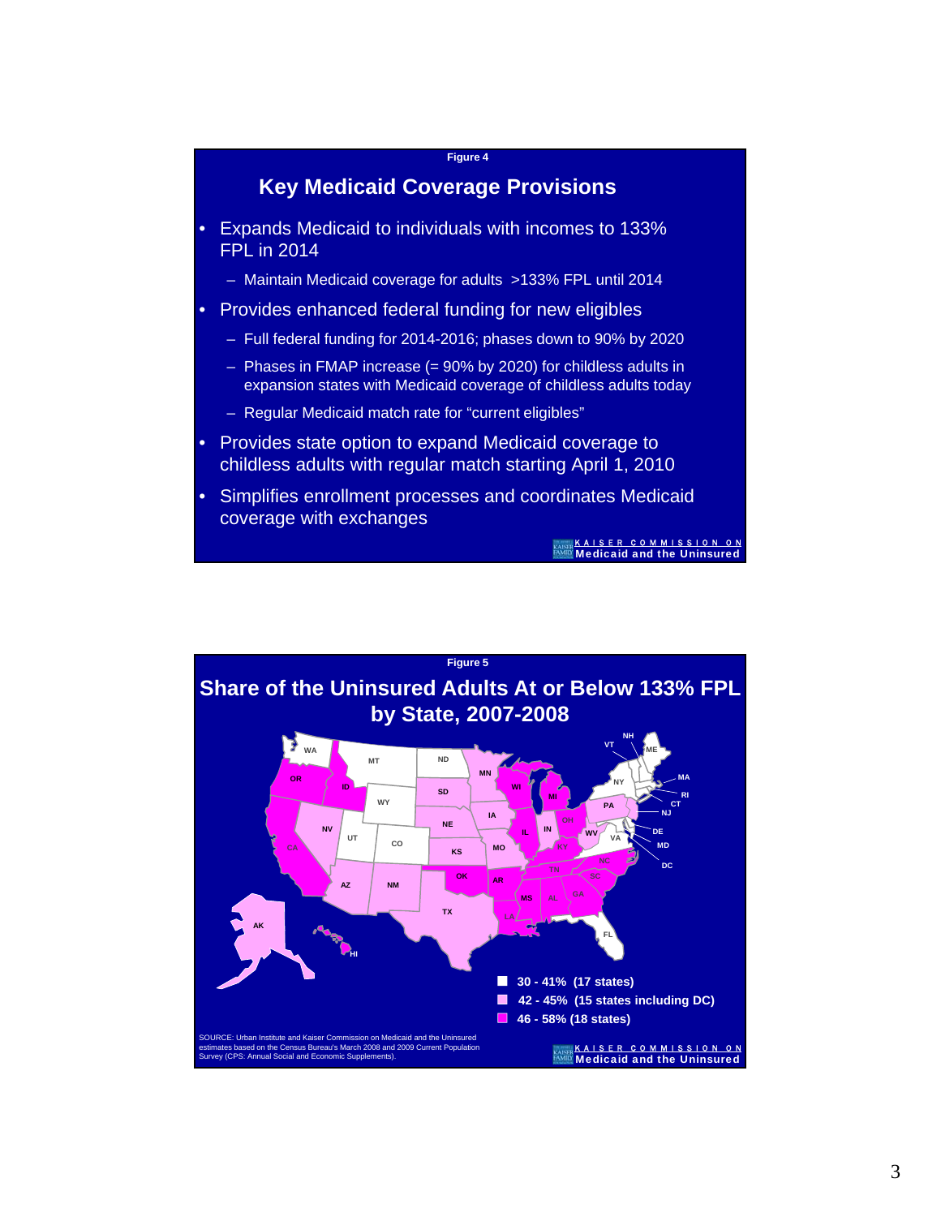Figure 4

## Key Medicaid Coverage Provisions

- Expands Medicaid to individuals with incomes to 133% FPL in 2014
  - Maintain Medicaid coverage for adults >133% FPL until 2014
- Provides enhanced federal funding for new eligibles
  - Full federal funding for 2014-2016; phases down to 90% by 2020
  - Phases in FMAP increase (= 90% by 2020) for childless adults in expansion states with Medicaid coverage of childless adults today
  - Regular Medicaid match rate for "current eligibles"
- Provides state option to expand Medicaid coverage to childless adults with regular match starting April 1, 2010
- Simplifies enrollment processes and coordinates Medicaid coverage with exchanges

KAISER COMMISSION ON Medicaid and the Uninsured

Figure 5

## Share of the Uninsured Adults At or Below 133% FPL by State, 2007-2008

- 30 - 41% (17 states)
- 42 - 45% (15 states including DC)
- 46 - 58% (18 states)

SOURCE: Urban Institute and Kaiser Commission on Medicaid and the Uninsured estimates based on the Census Bureau's March 2008 and 2009 Current Population Survey (CPS: Annual Social and Economic Supplements).

KAISER COMMISSION ON Medicaid and the Uninsured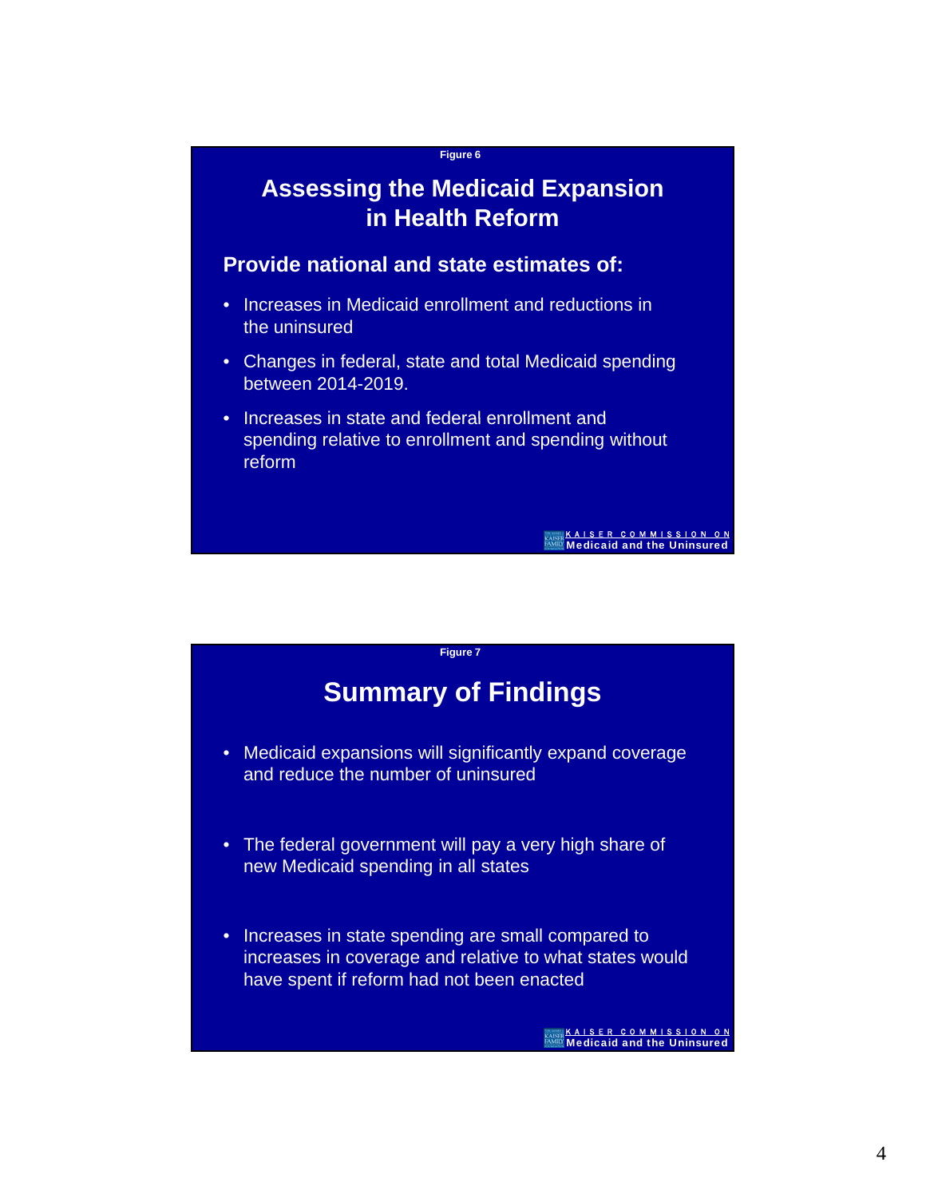Figure 6

## Assessing the Medicaid Expansion in Health Reform

**Provide national and state estimates of:**

- Increases in Medicaid enrollment and reductions in the uninsured
- Changes in federal, state and total Medicaid spending between 2014-2019.
- Increases in state and federal enrollment and spending relative to enrollment and spending without reform

KAISER COMMISSION ON Medicaid and the Uninsured

Figure 7

## Summary of Findings

- Medicaid expansions will significantly expand coverage and reduce the number of uninsured
- The federal government will pay a very high share of new Medicaid spending in all states
- Increases in state spending are small compared to increases in coverage and relative to what states would have spent if reform had not been enacted

KAISER COMMISSION ON Medicaid and the Uninsured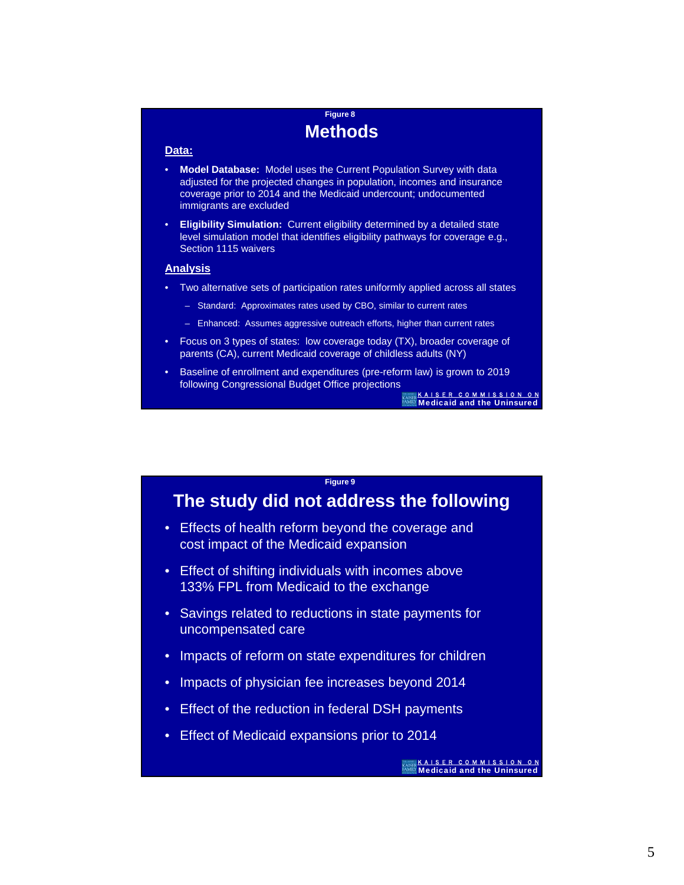Figure 8

## Methods

**Data:**

- **Model Database:** Model uses the Current Population Survey with data adjusted for the projected changes in population, incomes and insurance coverage prior to 2014 and the Medicaid undercount; undocumented immigrants are excluded
- **Eligibility Simulation:** Current eligibility determined by a detailed state level simulation model that identifies eligibility pathways for coverage e.g., Section 1115 waivers

**Analysis**

- Two alternative sets of participation rates uniformly applied across all states
  - Standard: Approximates rates used by CBO, similar to current rates
  - Enhanced: Assumes aggressive outreach efforts, higher than current rates
- Focus on 3 types of states: low coverage today (TX), broader coverage of parents (CA), current Medicaid coverage of childless adults (NY)
- Baseline of enrollment and expenditures (pre-reform law) is grown to 2019 following Congressional Budget Office projections

KAISER COMMISSION ON Medicaid and the Uninsured

Figure 9

## The study did not address the following

- Effects of health reform beyond the coverage and cost impact of the Medicaid expansion
- Effect of shifting individuals with incomes above 133% FPL from Medicaid to the exchange
- Savings related to reductions in state payments for uncompensated care
- Impacts of reform on state expenditures for children
- Impacts of physician fee increases beyond 2014
- Effect of the reduction in federal DSH payments
- Effect of Medicaid expansions prior to 2014

KAISER COMMISSION ON Medicaid and the Uninsured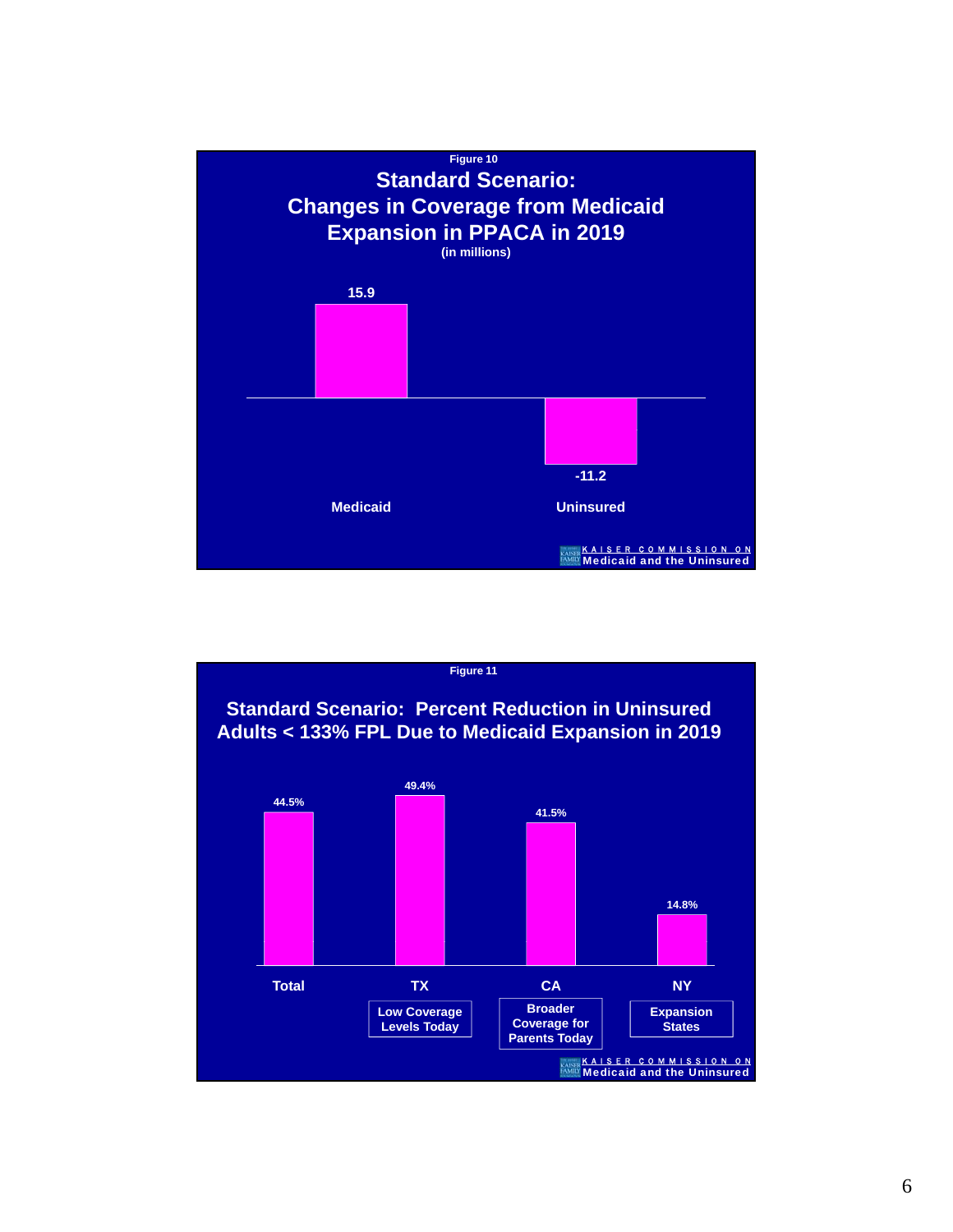Figure 10

## Standard Scenario: Changes in Coverage from Medicaid Expansion in PPACA in 2019

(in millions)

| | Change |
|---|---|
| Medicaid | 15.9 |
| Uninsured | -11.2 |

KAISER COMMISSION ON Medicaid and the Uninsured

Figure 11

## Standard Scenario: Percent Reduction in Uninsured Adults < 133% FPL Due to Medicaid Expansion in 2019

| | Percent Reduction |
|---|---|
| Total | 44.5% |
| TX (Low Coverage Levels Today) | 49.4% |
| CA (Broader Coverage for Parents Today) | 41.5% |
| NY (Expansion States) | 14.8% |

KAISER COMMISSION ON Medicaid and the Uninsured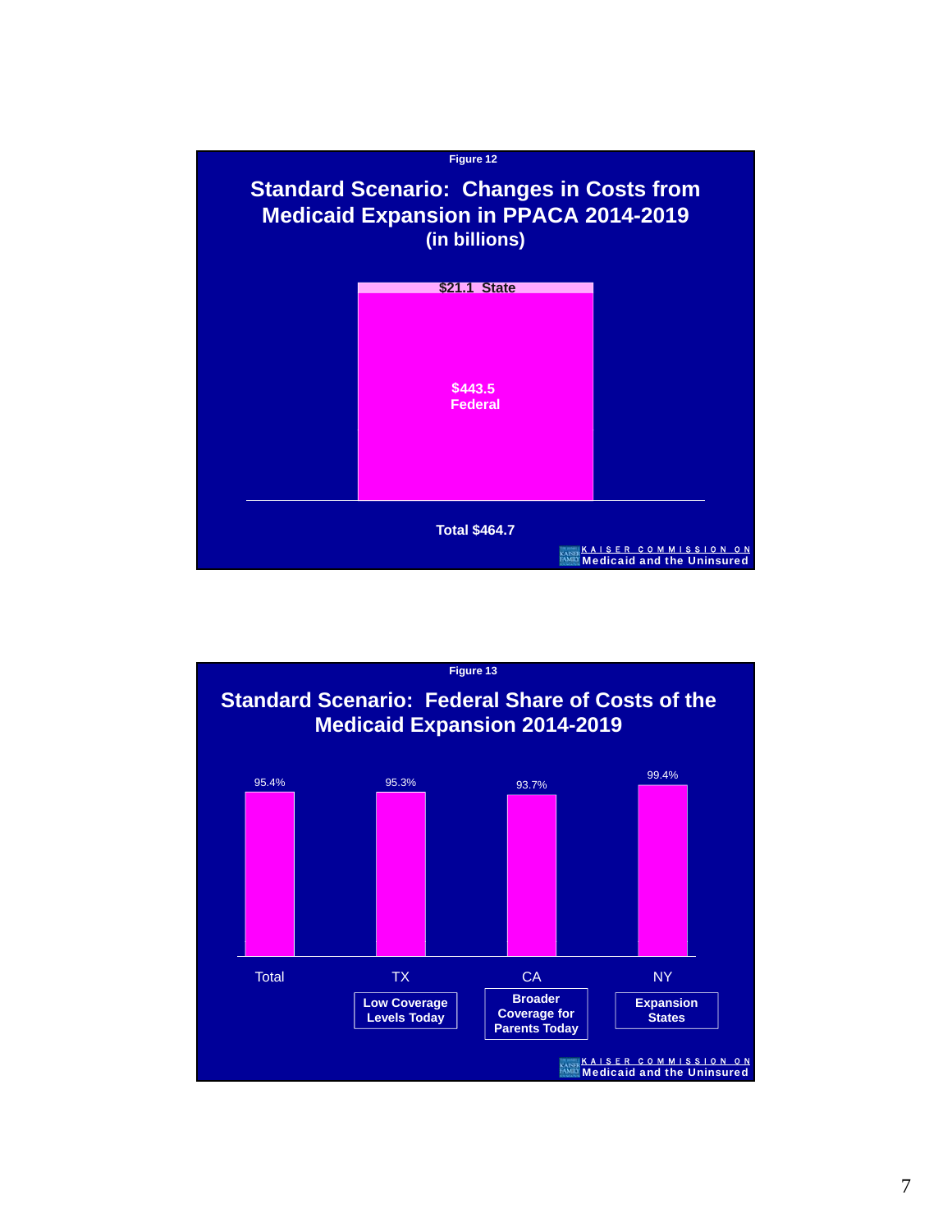Figure 12

## Standard Scenario: Changes in Costs from Medicaid Expansion in PPACA 2014-2019
(in billions)

| | Amount |
|---|---|
| State | $21.1 |
| Federal | $443.5 |
| Total | $464.7 |

KAISER COMMISSION ON Medicaid and the Uninsured

Figure 13

## Standard Scenario: Federal Share of Costs of the Medicaid Expansion 2014-2019

| | Total | TX | CA | NY |
|---|---|---|---|---|
| | | Low Coverage Levels Today | Broader Coverage for Parents Today | Expansion States |
| Federal Share | 95.4% | 95.3% | 93.7% | 99.4% |

KAISER COMMISSION ON Medicaid and the Uninsured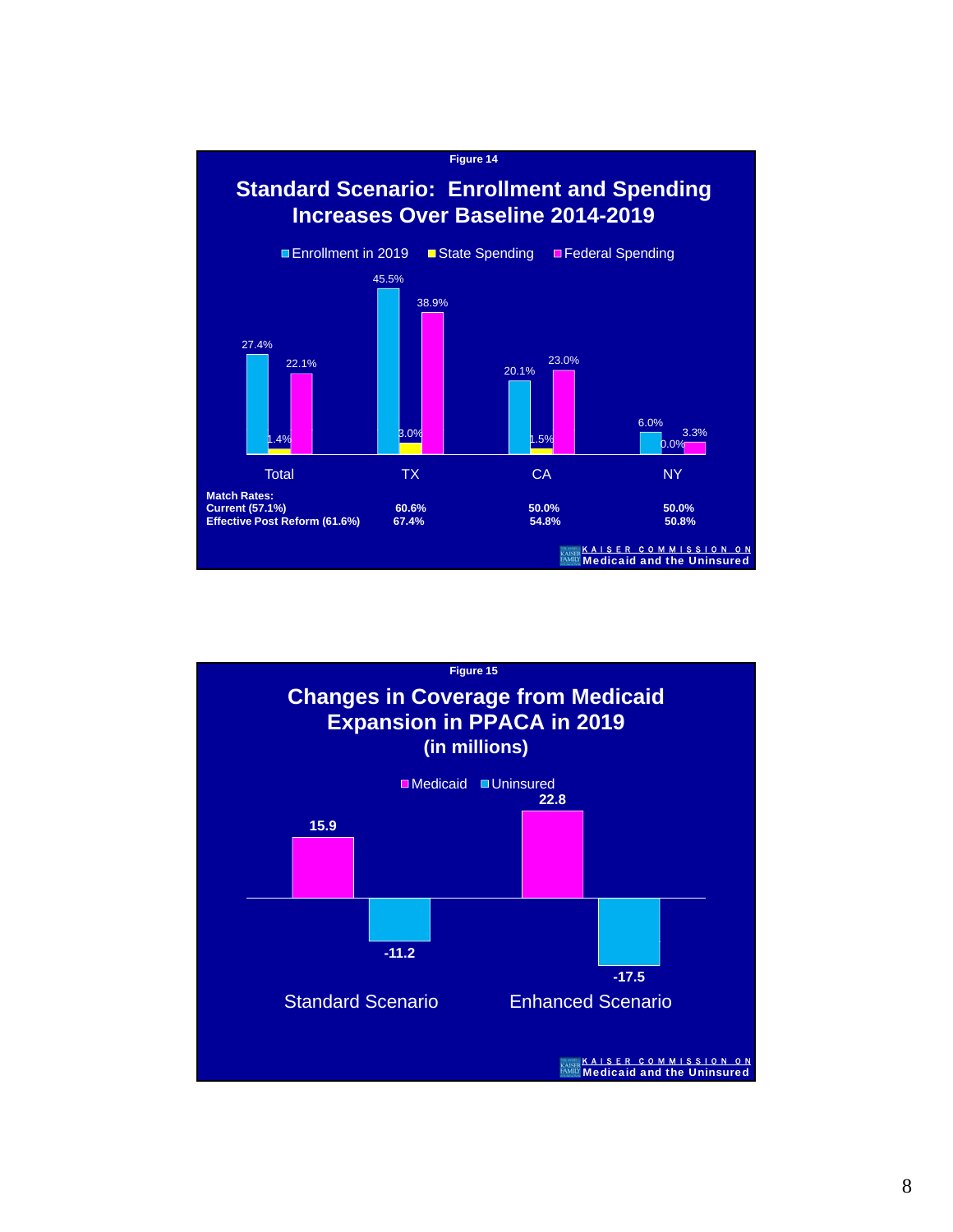Figure 14

## Standard Scenario: Enrollment and Spending Increases Over Baseline 2014-2019

| | Enrollment in 2019 | State Spending | Federal Spending |
|---|---|---|---|
| Total | 27.4% | 1.4% | 22.1% |
| TX | 45.5% | 3.0% | 38.9% |
| CA | 20.1% | 1.5% | 23.0% |
| NY | 6.0% | 0.0% | 3.3% |

**Match Rates:**

| | Total | TX | CA | NY |
|---|---|---|---|---|
| **Current (57.1%)** | | **60.6%** | **50.0%** | **50.0%** |
| **Effective Post Reform (61.6%)** | | **67.4%** | **54.8%** | **50.8%** |

KAISER COMMISSION ON Medicaid and the Uninsured

Figure 15

## Changes in Coverage from Medicaid Expansion in PPACA in 2019 (in millions)

| | Medicaid | Uninsured |
|---|---|---|
| Standard Scenario | 15.9 | -11.2 |
| Enhanced Scenario | 22.8 | -17.5 |

KAISER COMMISSION ON Medicaid and the Uninsured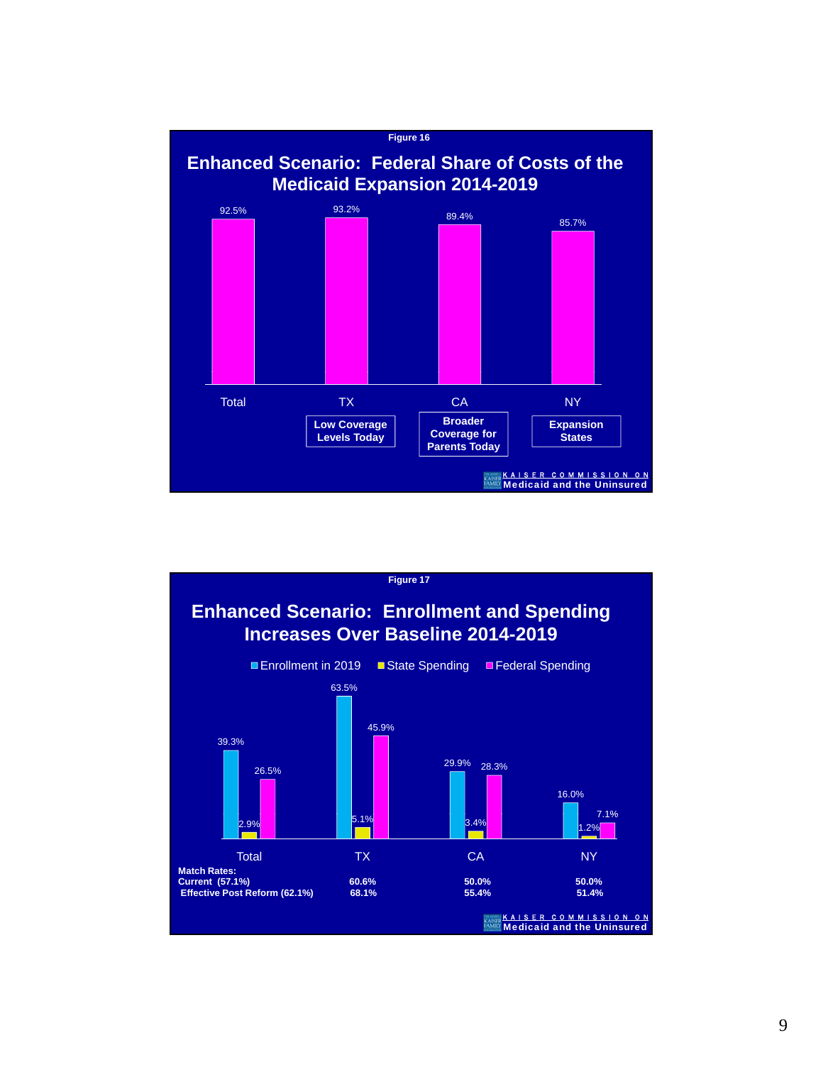Figure 16

## Enhanced Scenario: Federal Share of Costs of the Medicaid Expansion 2014-2019

| | Total | TX | CA | NY |
|---|---|---|---|---|
| Federal Share | 92.5% | 93.2% | 89.4% | 85.7% |
| | | Low Coverage Levels Today | Broader Coverage for Parents Today | Expansion States |

KAISER COMMISSION ON Medicaid and the Uninsured

Figure 17

## Enhanced Scenario: Enrollment and Spending Increases Over Baseline 2014-2019

| | Total | TX | CA | NY |
|---|---|---|---|---|
| Enrollment in 2019 | 39.3% | 63.5% | 29.9% | 16.0% |
| State Spending | 2.9% | 5.1% | 3.4% | 1.2% |
| Federal Spending | 26.5% | 45.9% | 28.3% | 7.1% |

**Match Rates:**

| | Total | TX | CA | NY |
|---|---|---|---|---|
| Current | 57.1% | 60.6% | 50.0% | 50.0% |
| Effective Post Reform | 62.1% | 68.1% | 55.4% | 51.4% |

KAISER COMMISSION ON Medicaid and the Uninsured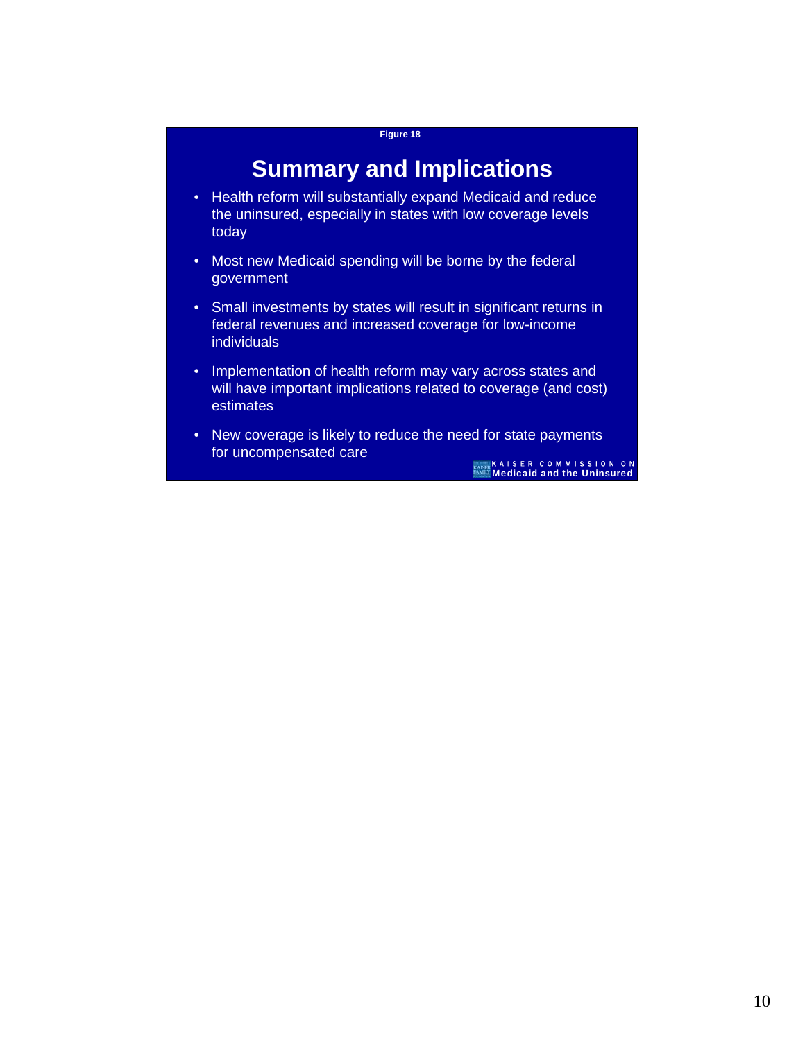Figure 18

# Summary and Implications

- Health reform will substantially expand Medicaid and reduce the uninsured, especially in states with low coverage levels today
- Most new Medicaid spending will be borne by the federal government
- Small investments by states will result in significant returns in federal revenues and increased coverage for low-income individuals
- Implementation of health reform may vary across states and will have important implications related to coverage (and cost) estimates
- New coverage is likely to reduce the need for state payments for uncompensated care

KAISER COMMISSION ON Medicaid and the Uninsured